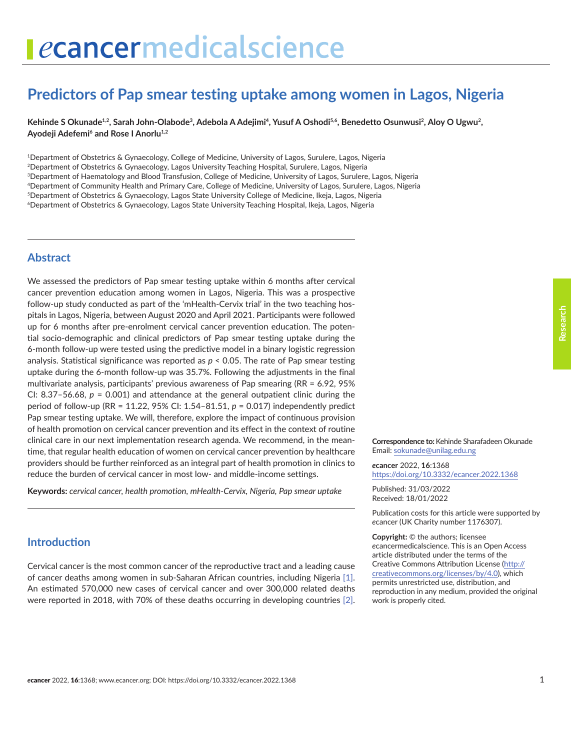# Predictors of Pap smear testing uptake among women in Lagos, Nigeria

**Kehinde S Okunade[1,2], Sarah John-Olabode[3], Adebola A Adejimi[4], Yusuf A Oshodi[5,6], Benedetto Osunwusi[2], Aloy O Ugwu[2], Ayodeji Adefemi[6] and Rose I Anorlu[1,2]**

[1]Department of Obstetrics & Gynaecology, College of Medicine, University of Lagos, Surulere, Lagos, Nigeria
[2]Department of Obstetrics & Gynaecology, Lagos University Teaching Hospital, Surulere, Lagos, Nigeria
[3]Department of Haematology and Blood Transfusion, College of Medicine, University of Lagos, Surulere, Lagos, Nigeria
[4]Department of Community Health and Primary Care, College of Medicine, University of Lagos, Surulere, Lagos, Nigeria
[5]Department of Obstetrics & Gynaecology, Lagos State University College of Medicine, Ikeja, Lagos, Nigeria
[6]Department of Obstetrics & Gynaecology, Lagos State University Teaching Hospital, Ikeja, Lagos, Nigeria

## Abstract

We assessed the predictors of Pap smear testing uptake within 6 months after cervical cancer prevention education among women in Lagos, Nigeria. This was a prospective follow-up study conducted as part of the 'mHealth-Cervix trial' in the two teaching hospitals in Lagos, Nigeria, between August 2020 and April 2021. Participants were followed up for 6 months after pre-enrolment cervical cancer prevention education. The potential socio-demographic and clinical predictors of Pap smear testing uptake during the 6-month follow-up were tested using the predictive model in a binary logistic regression analysis. Statistical significance was reported as $p < 0.05$. The rate of Pap smear testing uptake during the 6-month follow-up was 35.7%. Following the adjustments in the final multivariate analysis, participants' previous awareness of Pap smearing (RR = 6.92, 95% CI: 8.37–56.68, $p = 0.001$) and attendance at the general outpatient clinic during the period of follow-up (RR = 11.22, 95% CI: 1.54–81.51, $p = 0.017$) independently predict Pap smear testing uptake. We will, therefore, explore the impact of continuous provision of health promotion on cervical cancer prevention and its effect in the context of routine clinical care in our next implementation research agenda. We recommend, in the meantime, that regular health education of women on cervical cancer prevention by healthcare providers should be further reinforced as an integral part of health promotion in clinics to reduce the burden of cervical cancer in most low- and middle-income settings.

**Keywords:** *cervical cancer, health promotion, mHealth-Cervix, Nigeria, Pap smear uptake*

**Correspondence to:** Kehinde Sharafadeen Okunade
Email: sokunade@unilag.edu.ng

*e*cancer 2022, **16**:1368
https://doi.org/10.3332/ecancer.2022.1368

Published: 31/03/2022
Received: 18/01/2022

Publication costs for this article were supported by *e*cancer (UK Charity number 1176307).

**Copyright:** © the authors; licensee *e*cancermedicalscience. This is an Open Access article distributed under the terms of the Creative Commons Attribution License (http://creativecommons.org/licenses/by/4.0), which permits unrestricted use, distribution, and reproduction in any medium, provided the original work is properly cited.

## Introduction

Cervical cancer is the most common cancer of the reproductive tract and a leading cause of cancer deaths among women in sub-Saharan African countries, including Nigeria [1]. An estimated 570,000 new cases of cervical cancer and over 300,000 related deaths were reported in 2018, with 70% of these deaths occurring in developing countries [2].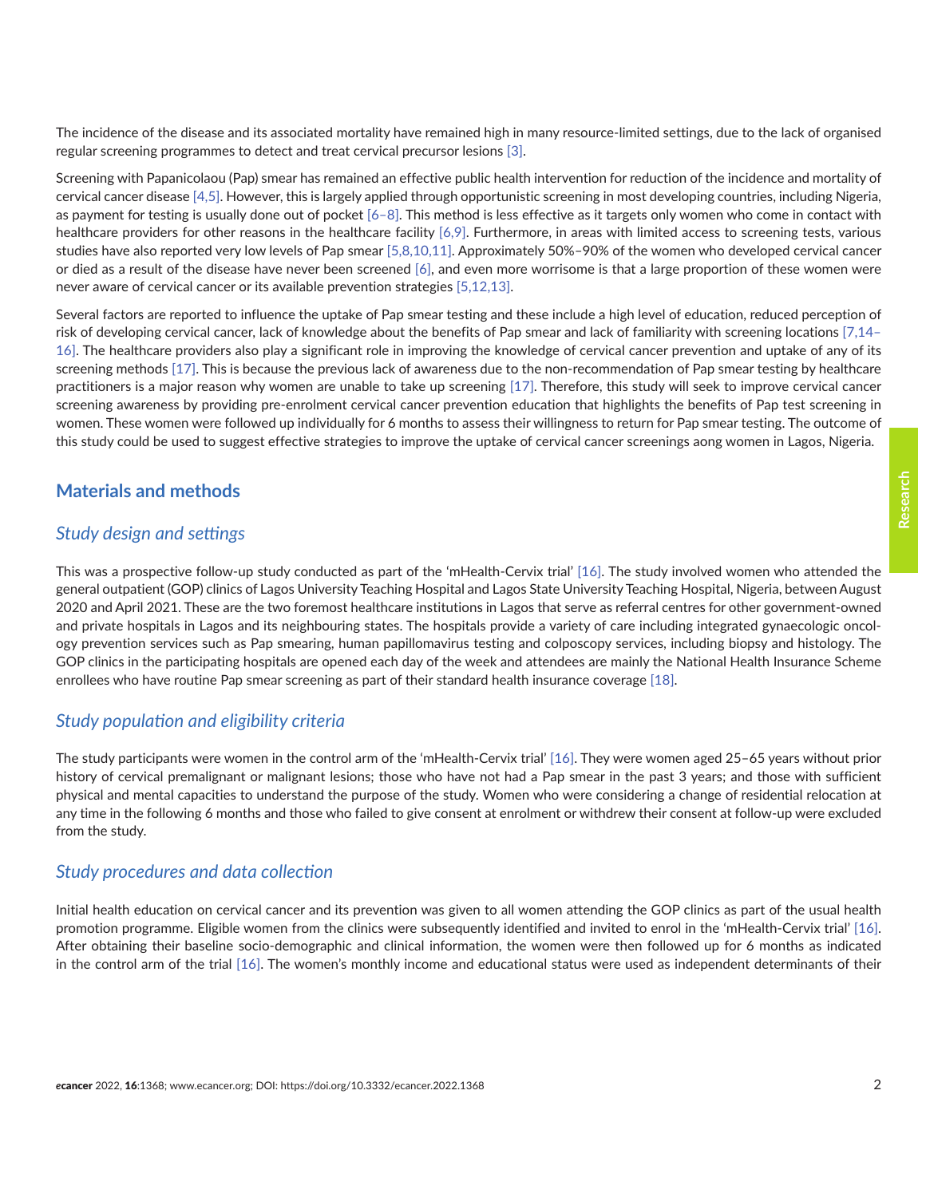The incidence of the disease and its associated mortality have remained high in many resource-limited settings, due to the lack of organised regular screening programmes to detect and treat cervical precursor lesions [3].

Screening with Papanicolaou (Pap) smear has remained an effective public health intervention for reduction of the incidence and mortality of cervical cancer disease [4,5]. However, this is largely applied through opportunistic screening in most developing countries, including Nigeria, as payment for testing is usually done out of pocket [6–8]. This method is less effective as it targets only women who come in contact with healthcare providers for other reasons in the healthcare facility [6,9]. Furthermore, in areas with limited access to screening tests, various studies have also reported very low levels of Pap smear [5,8,10,11]. Approximately 50%–90% of the women who developed cervical cancer or died as a result of the disease have never been screened [6], and even more worrisome is that a large proportion of these women were never aware of cervical cancer or its available prevention strategies [5,12,13].

Several factors are reported to influence the uptake of Pap smear testing and these include a high level of education, reduced perception of risk of developing cervical cancer, lack of knowledge about the benefits of Pap smear and lack of familiarity with screening locations [7,14–16]. The healthcare providers also play a significant role in improving the knowledge of cervical cancer prevention and uptake of any of its screening methods [17]. This is because the previous lack of awareness due to the non-recommendation of Pap smear testing by healthcare practitioners is a major reason why women are unable to take up screening [17]. Therefore, this study will seek to improve cervical cancer screening awareness by providing pre-enrolment cervical cancer prevention education that highlights the benefits of Pap test screening in women. These women were followed up individually for 6 months to assess their willingness to return for Pap smear testing. The outcome of this study could be used to suggest effective strategies to improve the uptake of cervical cancer screenings aong women in Lagos, Nigeria.

## Materials and methods

### *Study design and settings*

This was a prospective follow-up study conducted as part of the 'mHealth-Cervix trial' [16]. The study involved women who attended the general outpatient (GOP) clinics of Lagos University Teaching Hospital and Lagos State University Teaching Hospital, Nigeria, between August 2020 and April 2021. These are the two foremost healthcare institutions in Lagos that serve as referral centres for other government-owned and private hospitals in Lagos and its neighbouring states. The hospitals provide a variety of care including integrated gynaecologic oncology prevention services such as Pap smearing, human papillomavirus testing and colposcopy services, including biopsy and histology. The GOP clinics in the participating hospitals are opened each day of the week and attendees are mainly the National Health Insurance Scheme enrollees who have routine Pap smear screening as part of their standard health insurance coverage [18].

### *Study population and eligibility criteria*

The study participants were women in the control arm of the 'mHealth-Cervix trial' [16]. They were women aged 25–65 years without prior history of cervical premalignant or malignant lesions; those who have not had a Pap smear in the past 3 years; and those with sufficient physical and mental capacities to understand the purpose of the study. Women who were considering a change of residential relocation at any time in the following 6 months and those who failed to give consent at enrolment or withdrew their consent at follow-up were excluded from the study.

### *Study procedures and data collection*

Initial health education on cervical cancer and its prevention was given to all women attending the GOP clinics as part of the usual health promotion programme. Eligible women from the clinics were subsequently identified and invited to enrol in the 'mHealth-Cervix trial' [16]. After obtaining their baseline socio-demographic and clinical information, the women were then followed up for 6 months as indicated in the control arm of the trial [16]. The women's monthly income and educational status were used as independent determinants of their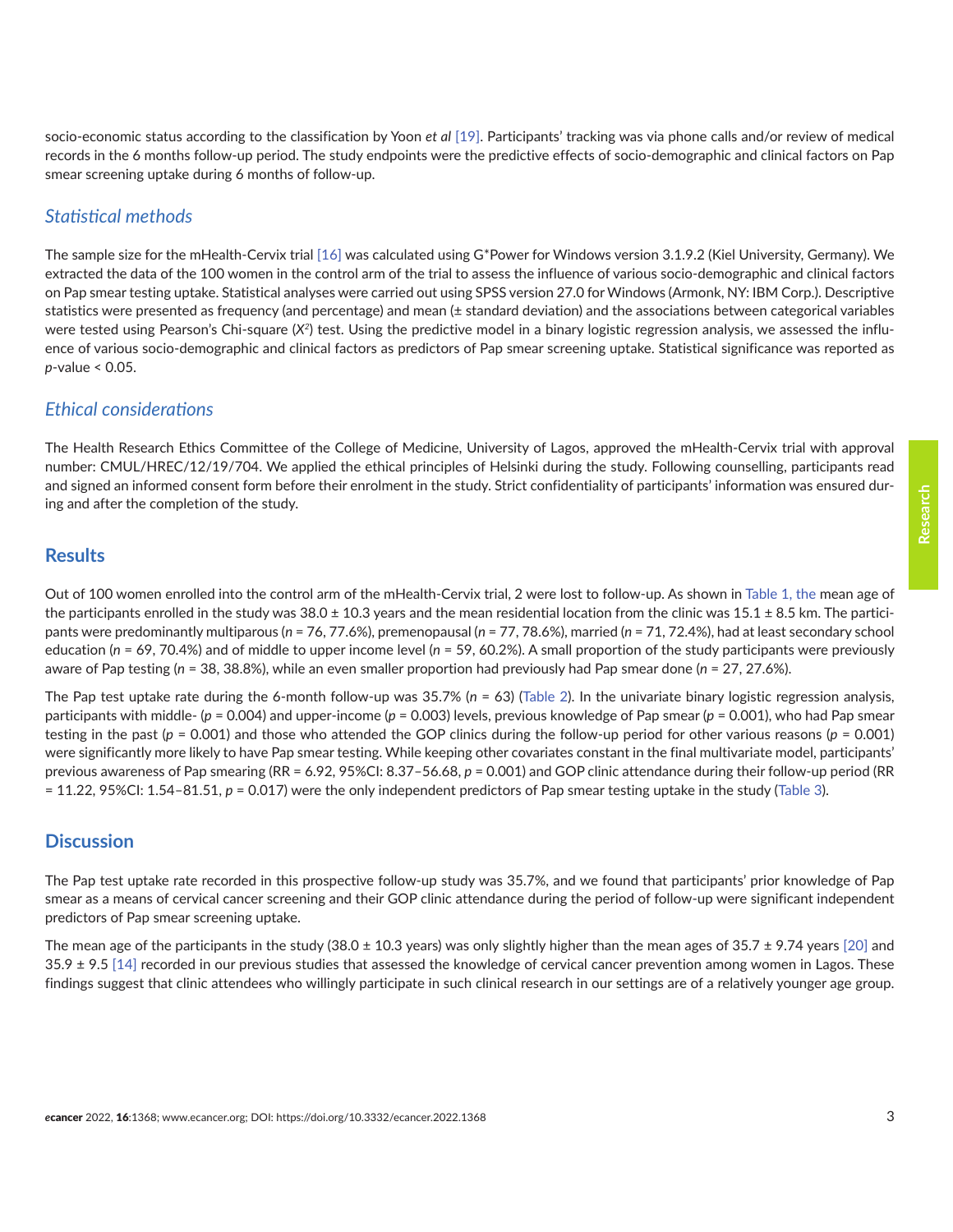socio-economic status according to the classification by Yoon *et al* [19]. Participants' tracking was via phone calls and/or review of medical records in the 6 months follow-up period. The study endpoints were the predictive effects of socio-demographic and clinical factors on Pap smear screening uptake during 6 months of follow-up.

### *Statistical methods*

The sample size for the mHealth-Cervix trial [16] was calculated using G*Power for Windows version 3.1.9.2 (Kiel University, Germany). We extracted the data of the 100 women in the control arm of the trial to assess the influence of various socio-demographic and clinical factors on Pap smear testing uptake. Statistical analyses were carried out using SPSS version 27.0 for Windows (Armonk, NY: IBM Corp.). Descriptive statistics were presented as frequency (and percentage) and mean (± standard deviation) and the associations between categorical variables were tested using Pearson's Chi-square ($X^2$) test. Using the predictive model in a binary logistic regression analysis, we assessed the influence of various socio-demographic and clinical factors as predictors of Pap smear screening uptake. Statistical significance was reported as $p$-value < 0.05.

### *Ethical considerations*

The Health Research Ethics Committee of the College of Medicine, University of Lagos, approved the mHealth-Cervix trial with approval number: CMUL/HREC/12/19/704. We applied the ethical principles of Helsinki during the study. Following counselling, participants read and signed an informed consent form before their enrolment in the study. Strict confidentiality of participants' information was ensured during and after the completion of the study.

## Results

Out of 100 women enrolled into the control arm of the mHealth-Cervix trial, 2 were lost to follow-up. As shown in Table 1, the mean age of the participants enrolled in the study was 38.0 ± 10.3 years and the mean residential location from the clinic was 15.1 ± 8.5 km. The participants were predominantly multiparous ($n$ = 76, 77.6%), premenopausal ($n$ = 77, 78.6%), married ($n$ = 71, 72.4%), had at least secondary school education ($n$ = 69, 70.4%) and of middle to upper income level ($n$ = 59, 60.2%). A small proportion of the study participants were previously aware of Pap testing ($n$ = 38, 38.8%), while an even smaller proportion had previously had Pap smear done ($n$ = 27, 27.6%).

The Pap test uptake rate during the 6-month follow-up was 35.7% ($n$ = 63) (Table 2). In the univariate binary logistic regression analysis, participants with middle- ($p$ = 0.004) and upper-income ($p$ = 0.003) levels, previous knowledge of Pap smear ($p$ = 0.001), who had Pap smear testing in the past ($p$ = 0.001) and those who attended the GOP clinics during the follow-up period for other various reasons ($p$ = 0.001) were significantly more likely to have Pap smear testing. While keeping other covariates constant in the final multivariate model, participants' previous awareness of Pap smearing (RR = 6.92, 95%CI: 8.37–56.68, $p$ = 0.001) and GOP clinic attendance during their follow-up period (RR = 11.22, 95%CI: 1.54–81.51, $p$ = 0.017) were the only independent predictors of Pap smear testing uptake in the study (Table 3).

## Discussion

The Pap test uptake rate recorded in this prospective follow-up study was 35.7%, and we found that participants' prior knowledge of Pap smear as a means of cervical cancer screening and their GOP clinic attendance during the period of follow-up were significant independent predictors of Pap smear screening uptake.

The mean age of the participants in the study (38.0 ± 10.3 years) was only slightly higher than the mean ages of 35.7 ± 9.74 years [20] and 35.9 ± 9.5 [14] recorded in our previous studies that assessed the knowledge of cervical cancer prevention among women in Lagos. These findings suggest that clinic attendees who willingly participate in such clinical research in our settings are of a relatively younger age group.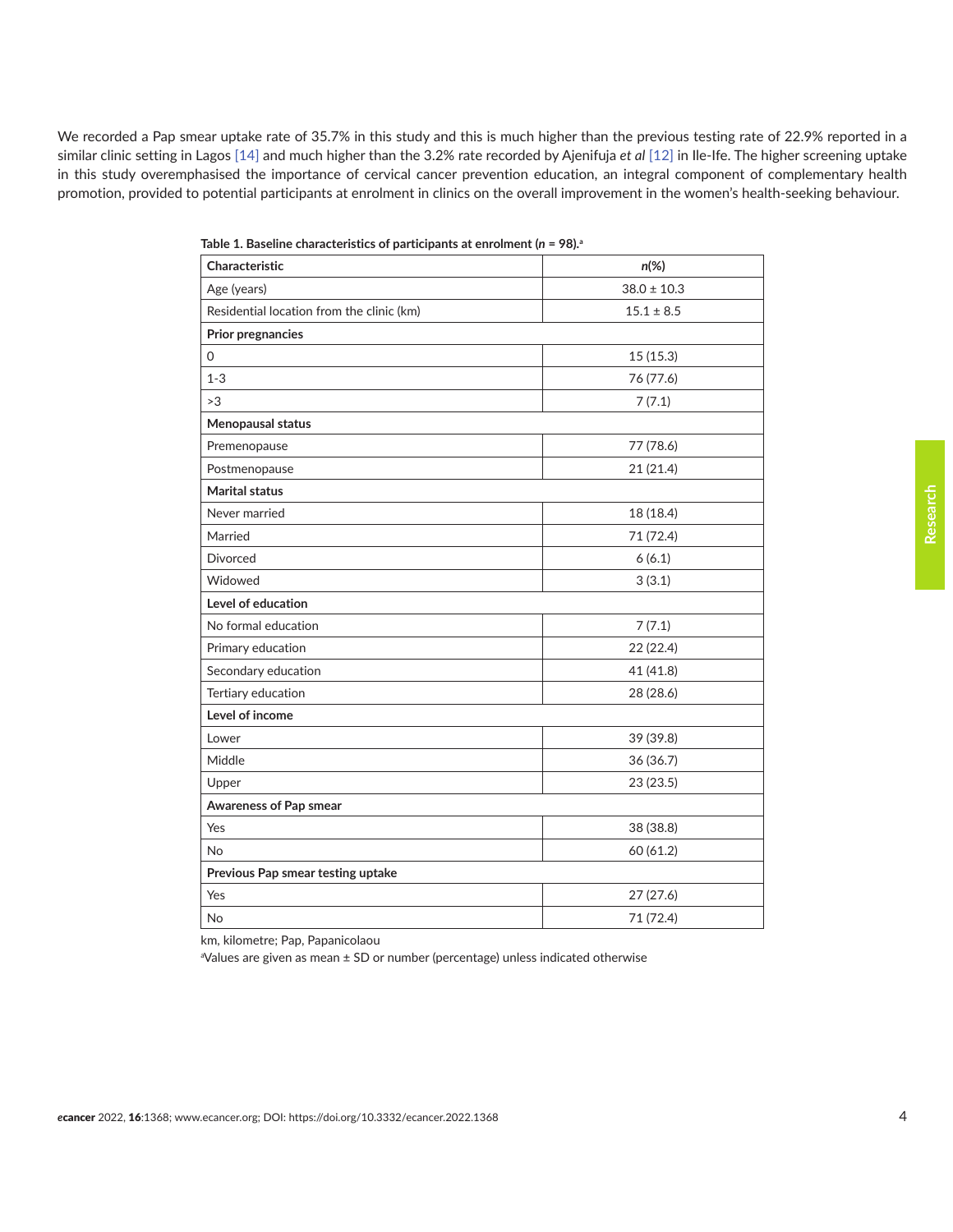We recorded a Pap smear uptake rate of 35.7% in this study and this is much higher than the previous testing rate of 22.9% reported in a similar clinic setting in Lagos [14] and much higher than the 3.2% rate recorded by Ajenifuja *et al* [12] in Ile-Ife. The higher screening uptake in this study overemphasised the importance of cervical cancer prevention education, an integral component of complementary health promotion, provided to potential participants at enrolment in clinics on the overall improvement in the women's health-seeking behaviour.

**Table 1. Baseline characteristics of participants at enrolment (*n* = 98).[a]**

| Characteristic | *n*(%) |
|---|---|
| Age (years) | 38.0 ± 10.3 |
| Residential location from the clinic (km) | 15.1 ± 8.5 |
| **Prior pregnancies** | |
| 0 | 15 (15.3) |
| 1-3 | 76 (77.6) |
| >3 | 7 (7.1) |
| **Menopausal status** | |
| Premenopause | 77 (78.6) |
| Postmenopause | 21 (21.4) |
| **Marital status** | |
| Never married | 18 (18.4) |
| Married | 71 (72.4) |
| Divorced | 6 (6.1) |
| Widowed | 3 (3.1) |
| **Level of education** | |
| No formal education | 7 (7.1) |
| Primary education | 22 (22.4) |
| Secondary education | 41 (41.8) |
| Tertiary education | 28 (28.6) |
| **Level of income** | |
| Lower | 39 (39.8) |
| Middle | 36 (36.7) |
| Upper | 23 (23.5) |
| **Awareness of Pap smear** | |
| Yes | 38 (38.8) |
| No | 60 (61.2) |
| **Previous Pap smear testing uptake** | |
| Yes | 27 (27.6) |
| No | 71 (72.4) |

km, kilometre; Pap, Papanicolaou

[a]Values are given as mean ± SD or number (percentage) unless indicated otherwise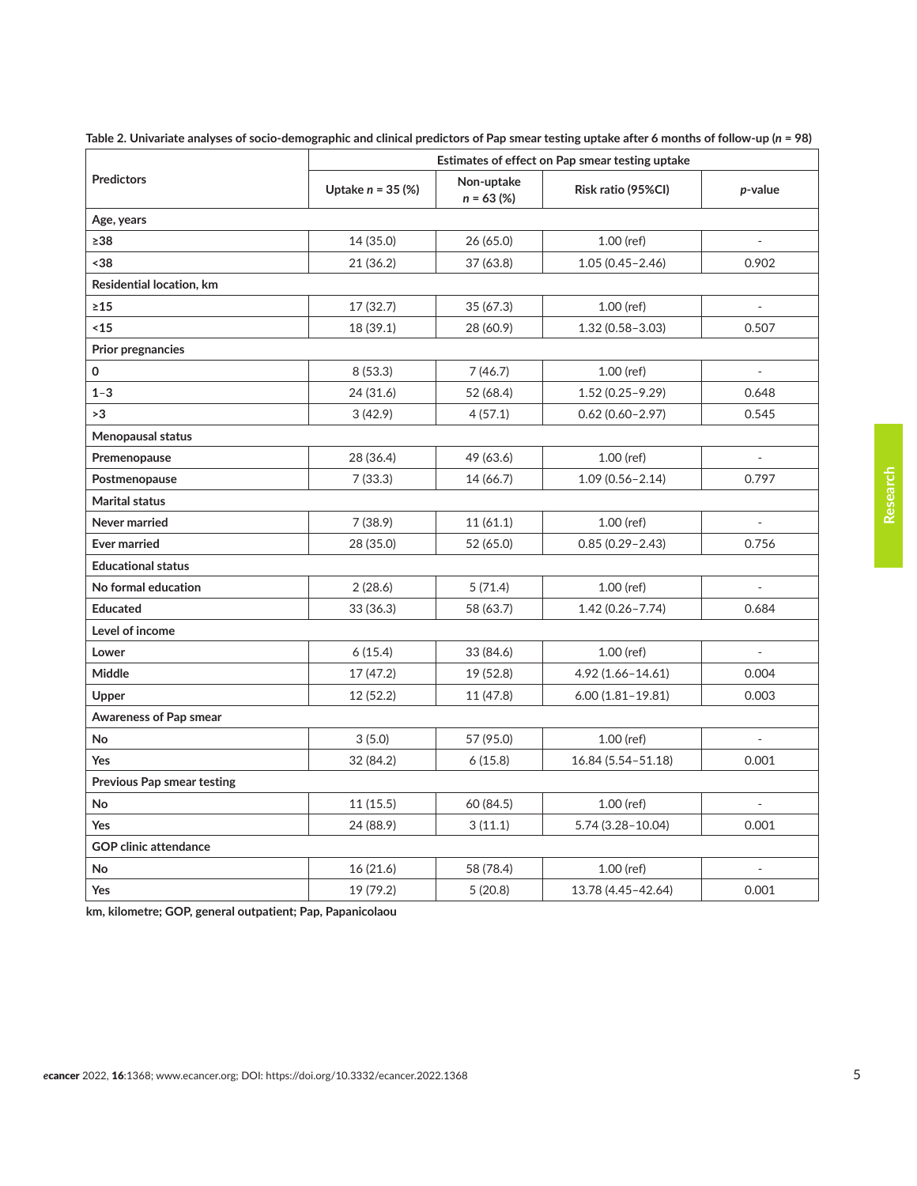**Table 2. Univariate analyses of socio-demographic and clinical predictors of Pap smear testing uptake after 6 months of follow-up ($n$ = 98)**

| Predictors | Estimates of effect on Pap smear testing uptake | | | |
|---|---|---|---|---|
| | Uptake $n$ = 35 (%) | Non-uptake $n$ = 63 (%) | Risk ratio (95%CI) | $p$-value |
| **Age, years** | | | | |
| **≥38** | 14 (35.0) | 26 (65.0) | 1.00 (ref) | - |
| **<38** | 21 (36.2) | 37 (63.8) | 1.05 (0.45–2.46) | 0.902 |
| **Residential location, km** | | | | |
| **≥15** | 17 (32.7) | 35 (67.3) | 1.00 (ref) | - |
| **<15** | 18 (39.1) | 28 (60.9) | 1.32 (0.58–3.03) | 0.507 |
| **Prior pregnancies** | | | | |
| **0** | 8 (53.3) | 7 (46.7) | 1.00 (ref) | - |
| **1–3** | 24 (31.6) | 52 (68.4) | 1.52 (0.25–9.29) | 0.648 |
| **>3** | 3 (42.9) | 4 (57.1) | 0.62 (0.60–2.97) | 0.545 |
| **Menopausal status** | | | | |
| **Premenopause** | 28 (36.4) | 49 (63.6) | 1.00 (ref) | - |
| **Postmenopause** | 7 (33.3) | 14 (66.7) | 1.09 (0.56–2.14) | 0.797 |
| **Marital status** | | | | |
| **Never married** | 7 (38.9) | 11 (61.1) | 1.00 (ref) | - |
| **Ever married** | 28 (35.0) | 52 (65.0) | 0.85 (0.29–2.43) | 0.756 |
| **Educational status** | | | | |
| **No formal education** | 2 (28.6) | 5 (71.4) | 1.00 (ref) | - |
| **Educated** | 33 (36.3) | 58 (63.7) | 1.42 (0.26–7.74) | 0.684 |
| **Level of income** | | | | |
| **Lower** | 6 (15.4) | 33 (84.6) | 1.00 (ref) | - |
| **Middle** | 17 (47.2) | 19 (52.8) | 4.92 (1.66–14.61) | 0.004 |
| **Upper** | 12 (52.2) | 11 (47.8) | 6.00 (1.81–19.81) | 0.003 |
| **Awareness of Pap smear** | | | | |
| **No** | 3 (5.0) | 57 (95.0) | 1.00 (ref) | - |
| **Yes** | 32 (84.2) | 6 (15.8) | 16.84 (5.54–51.18) | 0.001 |
| **Previous Pap smear testing** | | | | |
| **No** | 11 (15.5) | 60 (84.5) | 1.00 (ref) | - |
| **Yes** | 24 (88.9) | 3 (11.1) | 5.74 (3.28–10.04) | 0.001 |
| **GOP clinic attendance** | | | | |
| **No** | 16 (21.6) | 58 (78.4) | 1.00 (ref) | - |
| **Yes** | 19 (79.2) | 5 (20.8) | 13.78 (4.45–42.64) | 0.001 |

**km, kilometre; GOP, general outpatient; Pap, Papanicolaou**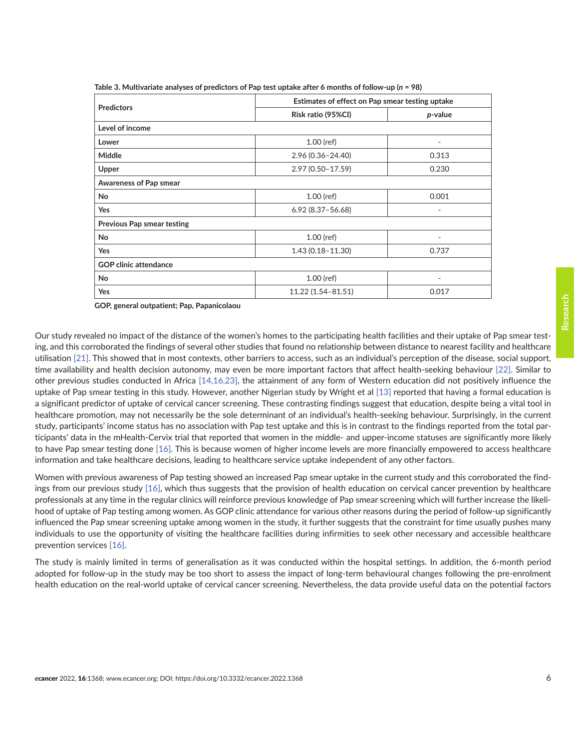**Table 3. Multivariate analyses of predictors of Pap test uptake after 6 months of follow-up ($n$ = 98)**

| Predictors | Estimates of effect on Pap smear testing uptake | |
|---|---|---|
| | Risk ratio (95%CI) | *p*-value |
| **Level of income** | | |
| **Lower** | 1.00 (ref) | - |
| **Middle** | 2.96 (0.36–24.40) | 0.313 |
| **Upper** | 2.97 (0.50–17.59) | 0.230 |
| **Awareness of Pap smear** | | |
| **No** | 1.00 (ref) | 0.001 |
| **Yes** | 6.92 (8.37–56.68) | - |
| **Previous Pap smear testing** | | |
| **No** | 1.00 (ref) | - |
| **Yes** | 1.43 (0.18–11.30) | 0.737 |
| **GOP clinic attendance** | | |
| **No** | 1.00 (ref) | - |
| **Yes** | 11.22 (1.54–81.51) | 0.017 |

GOP, general outpatient; Pap, Papanicolaou

Our study revealed no impact of the distance of the women's homes to the participating health facilities and their uptake of Pap smear testing, and this corroborated the findings of several other studies that found no relationship between distance to nearest facility and healthcare utilisation [21]. This showed that in most contexts, other barriers to access, such as an individual's perception of the disease, social support, time availability and health decision autonomy, may even be more important factors that affect health-seeking behaviour [22]. Similar to other previous studies conducted in Africa [14,16,23], the attainment of any form of Western education did not positively influence the uptake of Pap smear testing in this study. However, another Nigerian study by Wright et al [13] reported that having a formal education is a significant predictor of uptake of cervical cancer screening. These contrasting findings suggest that education, despite being a vital tool in healthcare promotion, may not necessarily be the sole determinant of an individual's health-seeking behaviour. Surprisingly, in the current study, participants' income status has no association with Pap test uptake and this is in contrast to the findings reported from the total participants' data in the mHealth-Cervix trial that reported that women in the middle- and upper-income statuses are significantly more likely to have Pap smear testing done [16]. This is because women of higher income levels are more financially empowered to access healthcare information and take healthcare decisions, leading to healthcare service uptake independent of any other factors.

Women with previous awareness of Pap testing showed an increased Pap smear uptake in the current study and this corroborated the findings from our previous study [16], which thus suggests that the provision of health education on cervical cancer prevention by healthcare professionals at any time in the regular clinics will reinforce previous knowledge of Pap smear screening which will further increase the likelihood of uptake of Pap testing among women. As GOP clinic attendance for various other reasons during the period of follow-up significantly influenced the Pap smear screening uptake among women in the study, it further suggests that the constraint for time usually pushes many individuals to use the opportunity of visiting the healthcare facilities during infirmities to seek other necessary and accessible healthcare prevention services [16].

The study is mainly limited in terms of generalisation as it was conducted within the hospital settings. In addition, the 6-month period adopted for follow-up in the study may be too short to assess the impact of long-term behavioural changes following the pre-enrolment health education on the real-world uptake of cervical cancer screening. Nevertheless, the data provide useful data on the potential factors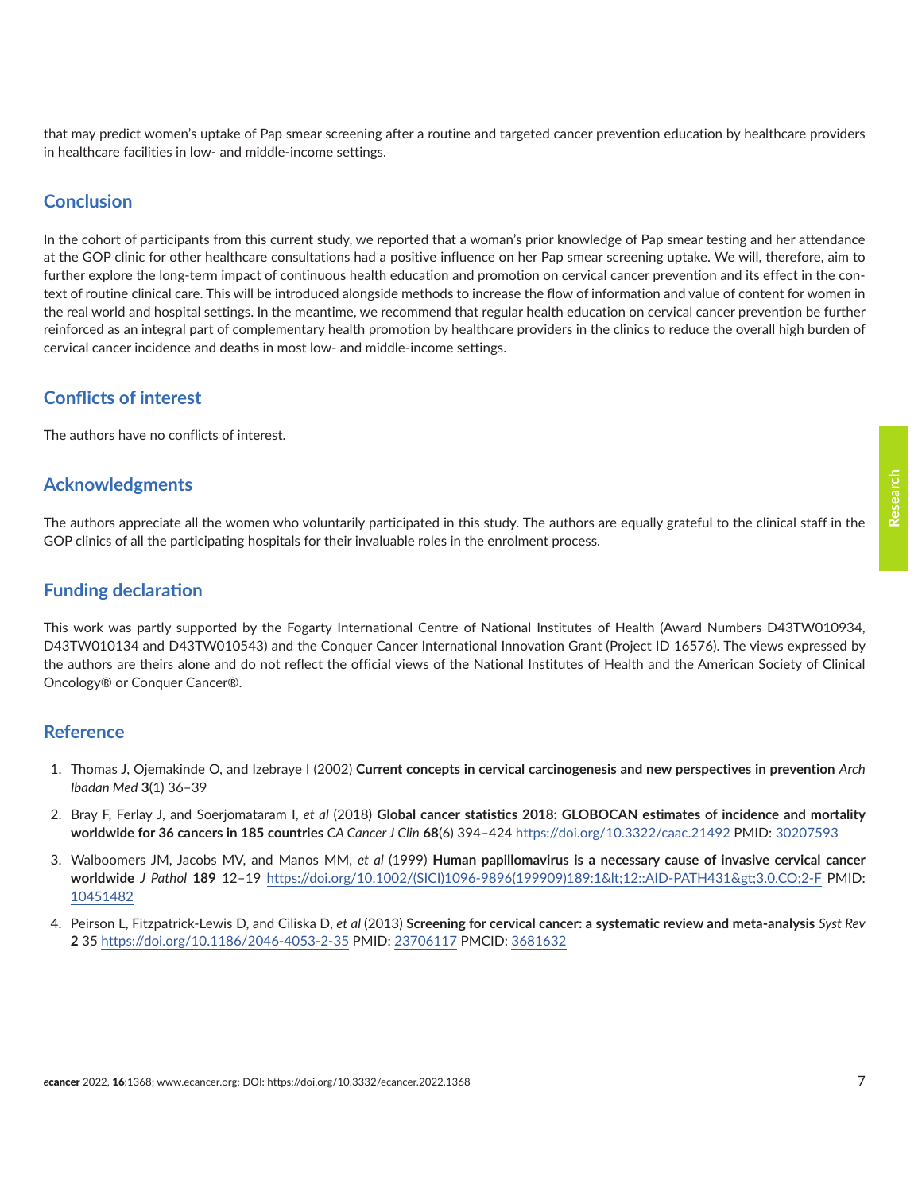that may predict women's uptake of Pap smear screening after a routine and targeted cancer prevention education by healthcare providers in healthcare facilities in low- and middle-income settings.

## Conclusion

In the cohort of participants from this current study, we reported that a woman's prior knowledge of Pap smear testing and her attendance at the GOP clinic for other healthcare consultations had a positive influence on her Pap smear screening uptake. We will, therefore, aim to further explore the long-term impact of continuous health education and promotion on cervical cancer prevention and its effect in the context of routine clinical care. This will be introduced alongside methods to increase the flow of information and value of content for women in the real world and hospital settings. In the meantime, we recommend that regular health education on cervical cancer prevention be further reinforced as an integral part of complementary health promotion by healthcare providers in the clinics to reduce the overall high burden of cervical cancer incidence and deaths in most low- and middle-income settings.

## Conflicts of interest

The authors have no conflicts of interest.

## Acknowledgments

The authors appreciate all the women who voluntarily participated in this study. The authors are equally grateful to the clinical staff in the GOP clinics of all the participating hospitals for their invaluable roles in the enrolment process.

## Funding declaration

This work was partly supported by the Fogarty International Centre of National Institutes of Health (Award Numbers D43TW010934, D43TW010134 and D43TW010543) and the Conquer Cancer International Innovation Grant (Project ID 16576). The views expressed by the authors are theirs alone and do not reflect the official views of the National Institutes of Health and the American Society of Clinical Oncology® or Conquer Cancer®.

## Reference

1. Thomas J, Ojemakinde O, and Izebraye I (2002) **Current concepts in cervical carcinogenesis and new perspectives in prevention** *Arch Ibadan Med* **3**(1) 36–39

2. Bray F, Ferlay J, and Soerjomataram I, *et al* (2018) **Global cancer statistics 2018: GLOBOCAN estimates of incidence and mortality worldwide for 36 cancers in 185 countries** *CA Cancer J Clin* **68**(6) 394–424 https://doi.org/10.3322/caac.21492 PMID: 30207593

3. Walboomers JM, Jacobs MV, and Manos MM, *et al* (1999) **Human papillomavirus is a necessary cause of invasive cervical cancer worldwide** *J Pathol* **189** 12–19 https://doi.org/10.1002/(SICI)1096-9896(199909)189:1&lt;12::AID-PATH431&gt;3.0.CO;2-F PMID: 10451482

4. Peirson L, Fitzpatrick-Lewis D, and Ciliska D, *et al* (2013) **Screening for cervical cancer: a systematic review and meta-analysis** *Syst Rev* **2** 35 https://doi.org/10.1186/2046-4053-2-35 PMID: 23706117 PMCID: 3681632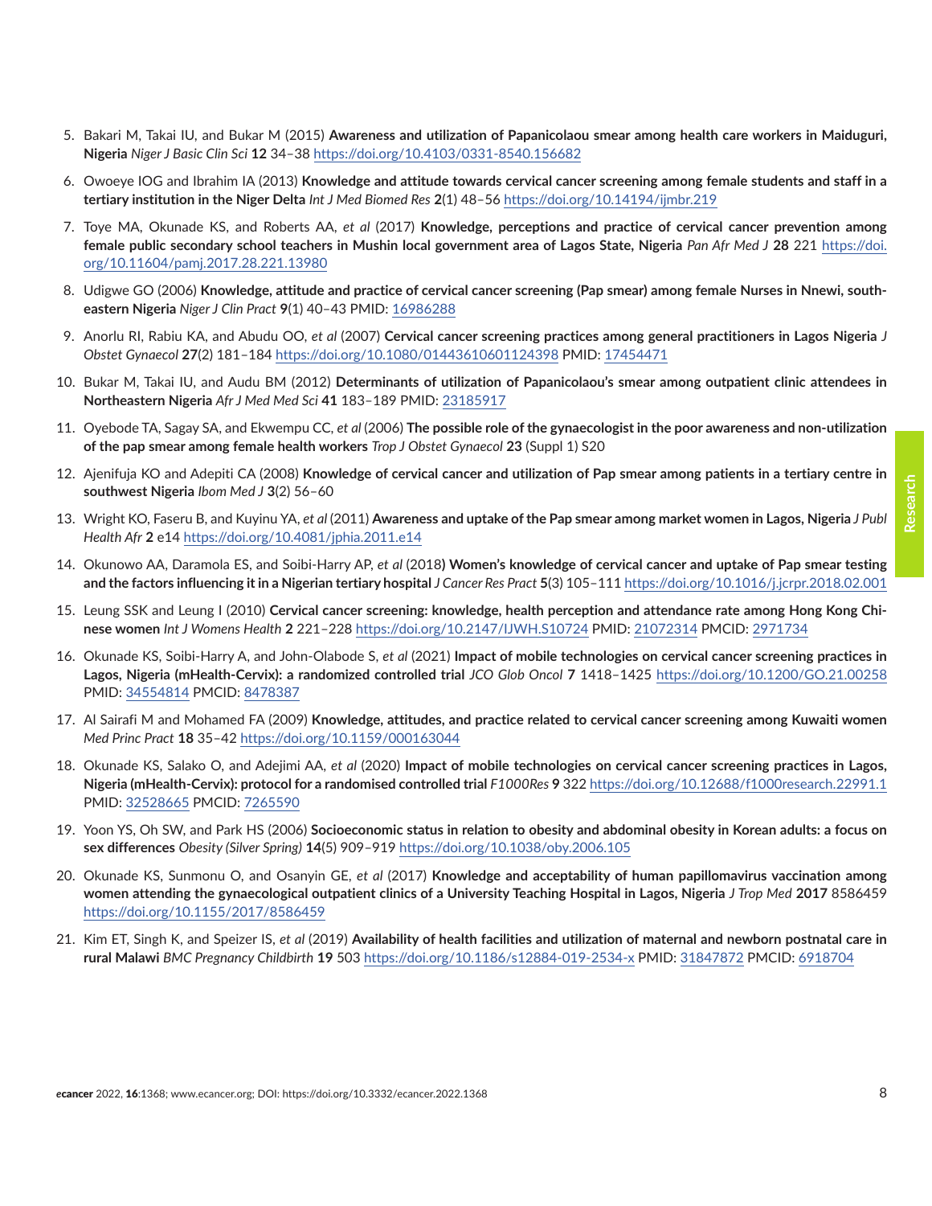5. Bakari M, Takai IU, and Bukar M (2015) **Awareness and utilization of Papanicolaou smear among health care workers in Maiduguri, Nigeria** *Niger J Basic Clin Sci* **12** 34–38 https://doi.org/10.4103/0331-8540.156682

6. Owoeye IOG and Ibrahim IA (2013) **Knowledge and attitude towards cervical cancer screening among female students and staff in a tertiary institution in the Niger Delta** *Int J Med Biomed Res* **2**(1) 48–56 https://doi.org/10.14194/ijmbr.219

7. Toye MA, Okunade KS, and Roberts AA, *et al* (2017) **Knowledge, perceptions and practice of cervical cancer prevention among female public secondary school teachers in Mushin local government area of Lagos State, Nigeria** *Pan Afr Med J* **28** 221 https://doi.org/10.11604/pamj.2017.28.221.13980

8. Udigwe GO (2006) **Knowledge, attitude and practice of cervical cancer screening (Pap smear) among female Nurses in Nnewi, south-eastern Nigeria** *Niger J Clin Pract* **9**(1) 40–43 PMID: 16986288

9. Anorlu RI, Rabiu KA, and Abudu OO, *et al* (2007) **Cervical cancer screening practices among general practitioners in Lagos Nigeria** *J Obstet Gynaecol* **27**(2) 181–184 https://doi.org/10.1080/01443610601124398 PMID: 17454471

10. Bukar M, Takai IU, and Audu BM (2012) **Determinants of utilization of Papanicolaou's smear among outpatient clinic attendees in Northeastern Nigeria** *Afr J Med Med Sci* **41** 183–189 PMID: 23185917

11. Oyebode TA, Sagay SA, and Ekwempu CC, *et al* (2006) **The possible role of the gynaecologist in the poor awareness and non-utilization of the pap smear among female health workers** *Trop J Obstet Gynaecol* **23** (Suppl 1) S20

12. Ajenifuja KO and Adepiti CA (2008) **Knowledge of cervical cancer and utilization of Pap smear among patients in a tertiary centre in southwest Nigeria** *Ibom Med J* **3**(2) 56–60

13. Wright KO, Faseru B, and Kuyinu YA, *et al* (2011) **Awareness and uptake of the Pap smear among market women in Lagos, Nigeria** *J Publ Health Afr* **2** e14 https://doi.org/10.4081/jphia.2011.e14

14. Okunowo AA, Daramola ES, and Soibi-Harry AP, *et al* (2018**) Women's knowledge of cervical cancer and uptake of Pap smear testing and the factors influencing it in a Nigerian tertiary hospital** *J Cancer Res Pract* **5**(3) 105–111 https://doi.org/10.1016/j.jcrpr.2018.02.001

15. Leung SSK and Leung I (2010) **Cervical cancer screening: knowledge, health perception and attendance rate among Hong Kong Chinese women** *Int J Womens Health* **2** 221–228 https://doi.org/10.2147/IJWH.S10724 PMID: 21072314 PMCID: 2971734

16. Okunade KS, Soibi-Harry A, and John-Olabode S, *et al* (2021) **Impact of mobile technologies on cervical cancer screening practices in Lagos, Nigeria (mHealth-Cervix): a randomized controlled trial** *JCO Glob Oncol* **7** 1418–1425 https://doi.org/10.1200/GO.21.00258 PMID: 34554814 PMCID: 8478387

17. Al Sairafi M and Mohamed FA (2009) **Knowledge, attitudes, and practice related to cervical cancer screening among Kuwaiti women** *Med Princ Pract* **18** 35–42 https://doi.org/10.1159/000163044

18. Okunade KS, Salako O, and Adejimi AA, *et al* (2020) **Impact of mobile technologies on cervical cancer screening practices in Lagos, Nigeria (mHealth-Cervix): protocol for a randomised controlled trial** *F1000Res* **9** 322 https://doi.org/10.12688/f1000research.22991.1 PMID: 32528665 PMCID: 7265590

19. Yoon YS, Oh SW, and Park HS (2006) **Socioeconomic status in relation to obesity and abdominal obesity in Korean adults: a focus on sex differences** *Obesity (Silver Spring)* **14**(5) 909–919 https://doi.org/10.1038/oby.2006.105

20. Okunade KS, Sunmonu O, and Osanyin GE, *et al* (2017) **Knowledge and acceptability of human papillomavirus vaccination among women attending the gynaecological outpatient clinics of a University Teaching Hospital in Lagos, Nigeria** *J Trop Med* **2017** 8586459 https://doi.org/10.1155/2017/8586459

21. Kim ET, Singh K, and Speizer IS, *et al* (2019) **Availability of health facilities and utilization of maternal and newborn postnatal care in rural Malawi** *BMC Pregnancy Childbirth* **19** 503 https://doi.org/10.1186/s12884-019-2534-x PMID: 31847872 PMCID: 6918704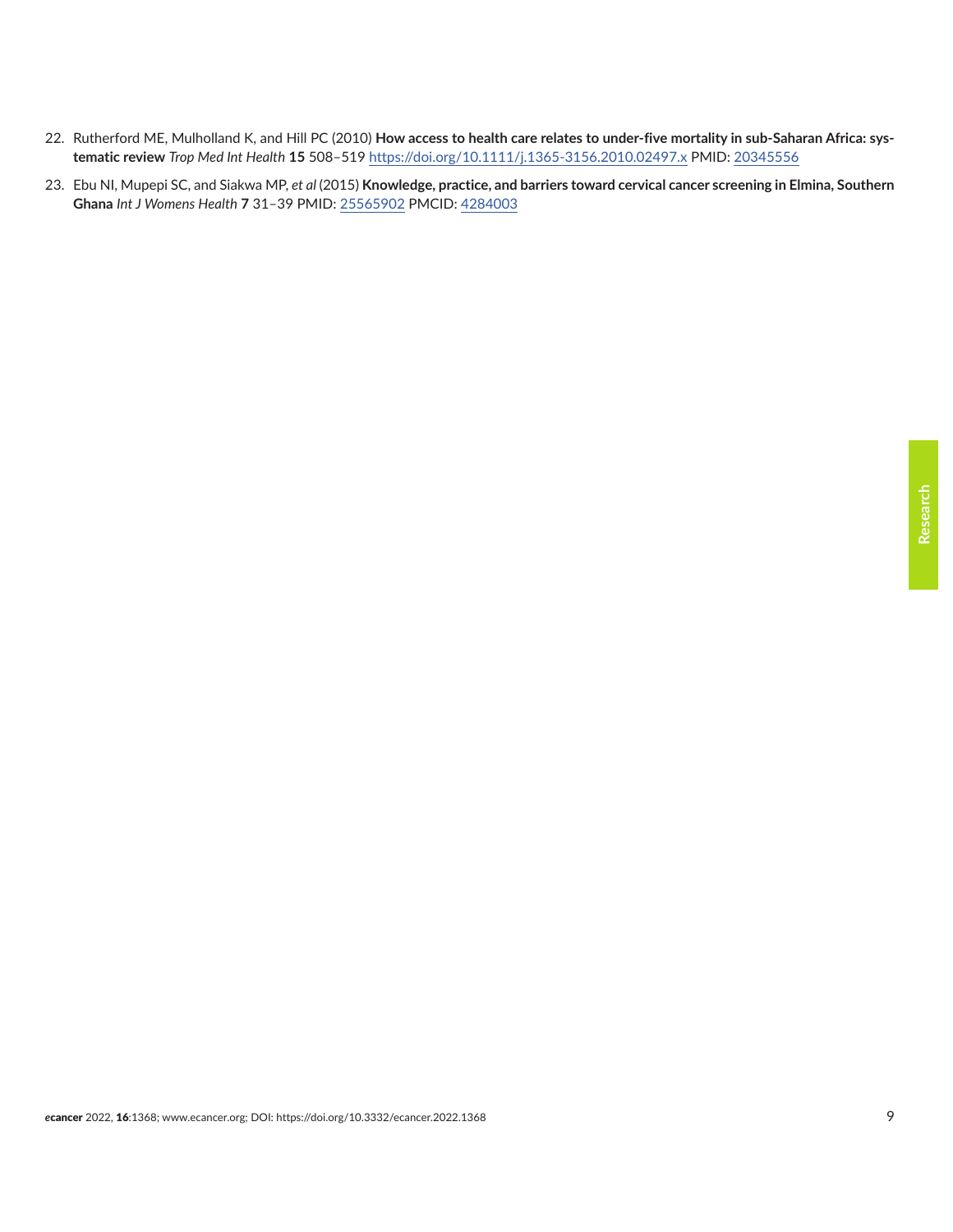22. Rutherford ME, Mulholland K, and Hill PC (2010) **How access to health care relates to under-five mortality in sub-Saharan Africa: systematic review** *Trop Med Int Health* **15** 508–519 https://doi.org/10.1111/j.1365-3156.2010.02497.x PMID: 20345556

23. Ebu NI, Mupepi SC, and Siakwa MP, *et al* (2015) **Knowledge, practice, and barriers toward cervical cancer screening in Elmina, Southern Ghana** *Int J Womens Health* **7** 31–39 PMID: 25565902 PMCID: 4284003